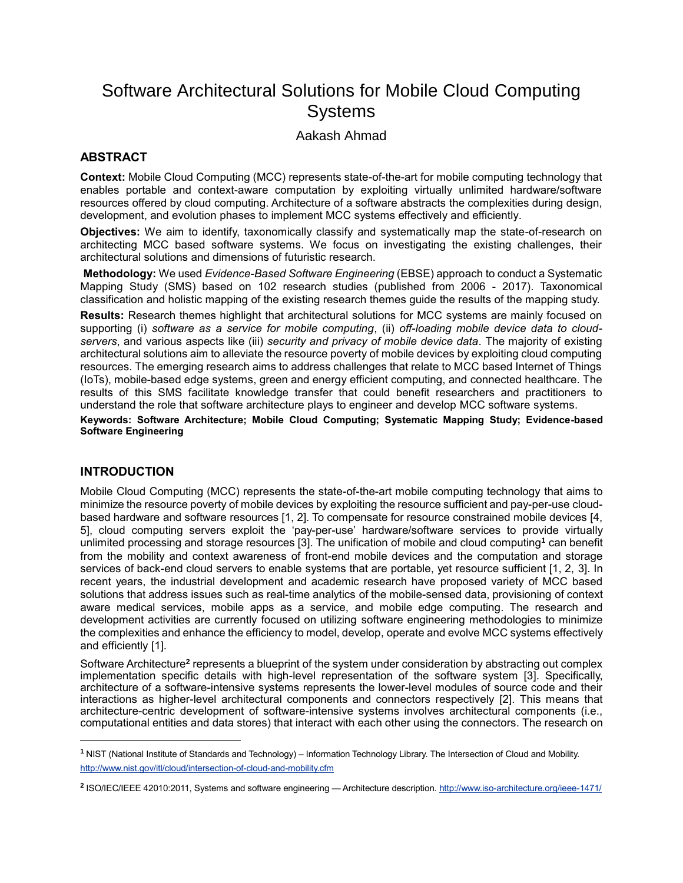# Software Architectural Solutions for Mobile Cloud Computing Systems

Aakash Ahmad

## ABSTRACT

**Context:** Mobile Cloud Computing (MCC) represents state-of-the-art for mobile computing technology that enables portable and context-aware computation by exploiting virtually unlimited hardware/software resources offered by cloud computing. Architecture of a software abstracts the complexities during design, development, and evolution phases to implement MCC systems effectively and efficiently.

**Objectives:** We aim to identify, taxonomically classify and systematically map the state-of-research on architecting MCC based software systems. We focus on investigating the existing challenges, their architectural solutions and dimensions of futuristic research.

**Methodology:** We used *Evidence-Based Software Engineering* (EBSE) approach to conduct a Systematic Mapping Study (SMS) based on 102 research studies (published from 2006 - 2017). Taxonomical classification and holistic mapping of the existing research themes guide the results of the mapping study.

**Results:** Research themes highlight that architectural solutions for MCC systems are mainly focused on supporting (i) *software as a service for mobile computing*, (ii) *off-loading mobile device data to cloud-servers*, and various aspects like (iii) *security and privacy of mobile device data*. The majority of existing architectural solutions aim to alleviate the resource poverty of mobile devices by exploiting cloud computing resources. The emerging research aims to address challenges that relate to MCC based Internet of Things (IoTs), mobile-based edge systems, green and energy efficient computing, and connected healthcare. The results of this SMS facilitate knowledge transfer that could benefit researchers and practitioners to understand the role that software architecture plays to engineer and develop MCC software systems.

**Keywords: Software Architecture; Mobile Cloud Computing; Systematic Mapping Study; Evidence-based Software Engineering**

## INTRODUCTION

Mobile Cloud Computing (MCC) represents the state-of-the-art mobile computing technology that aims to minimize the resource poverty of mobile devices by exploiting the resource sufficient and pay-per-use cloud-based hardware and software resources [1, 2]. To compensate for resource constrained mobile devices [4, 5], cloud computing servers exploit the 'pay-per-use' hardware/software services to provide virtually unlimited processing and storage resources [3]. The unification of mobile and cloud computing[1] can benefit from the mobility and context awareness of front-end mobile devices and the computation and storage services of back-end cloud servers to enable systems that are portable, yet resource sufficient [1, 2, 3]. In recent years, the industrial development and academic research have proposed variety of MCC based solutions that address issues such as real-time analytics of the mobile-sensed data, provisioning of context aware medical services, mobile apps as a service, and mobile edge computing. The research and development activities are currently focused on utilizing software engineering methodologies to minimize the complexities and enhance the efficiency to model, develop, operate and evolve MCC systems effectively and efficiently [1].

Software Architecture[2] represents a blueprint of the system under consideration by abstracting out complex implementation specific details with high-level representation of the software system [3]. Specifically, architecture of a software-intensive systems represents the lower-level modules of source code and their interactions as higher-level architectural components and connectors respectively [2]. This means that architecture-centric development of software-intensive systems involves architectural components (i.e., computational entities and data stores) that interact with each other using the connectors. The research on

---

[1] NIST (National Institute of Standards and Technology) – Information Technology Library. The Intersection of Cloud and Mobility. http://www.nist.gov/itl/cloud/intersection-of-cloud-and-mobility.cfm

[2] ISO/IEC/IEEE 42010:2011, Systems and software engineering — Architecture description. http://www.iso-architecture.org/ieee-1471/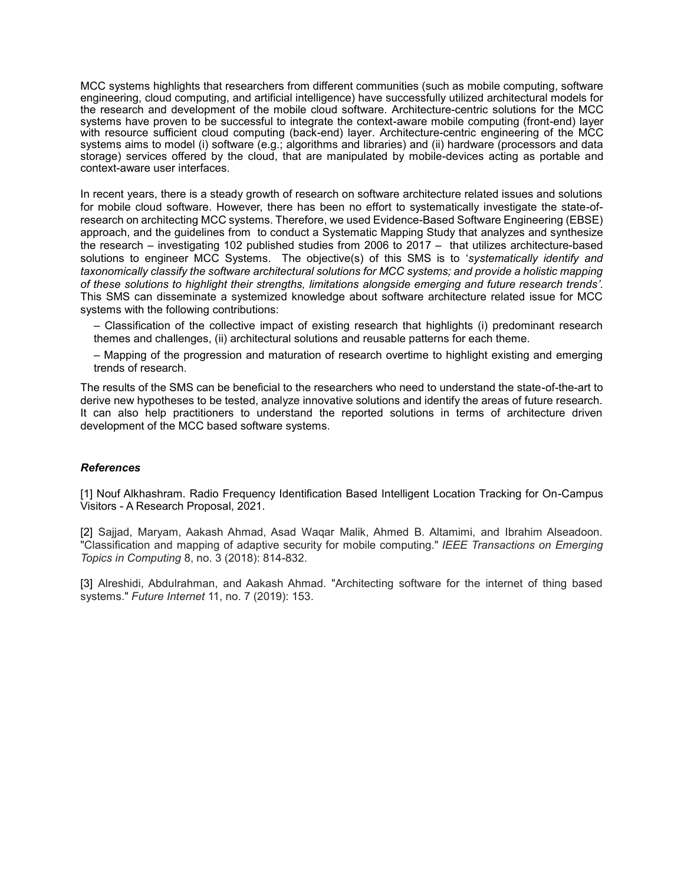MCC systems highlights that researchers from different communities (such as mobile computing, software engineering, cloud computing, and artificial intelligence) have successfully utilized architectural models for the research and development of the mobile cloud software. Architecture-centric solutions for the MCC systems have proven to be successful to integrate the context-aware mobile computing (front-end) layer with resource sufficient cloud computing (back-end) layer. Architecture-centric engineering of the MCC systems aims to model (i) software (e.g.; algorithms and libraries) and (ii) hardware (processors and data storage) services offered by the cloud, that are manipulated by mobile-devices acting as portable and context-aware user interfaces.

In recent years, there is a steady growth of research on software architecture related issues and solutions for mobile cloud software. However, there has been no effort to systematically investigate the state-of-research on architecting MCC systems. Therefore, we used Evidence-Based Software Engineering (EBSE) approach, and the guidelines from to conduct a Systematic Mapping Study that analyzes and synthesize the research – investigating 102 published studies from 2006 to 2017 – that utilizes architecture-based solutions to engineer MCC Systems. The objective(s) of this SMS is to '*systematically identify and taxonomically classify the software architectural solutions for MCC systems; and provide a holistic mapping of these solutions to highlight their strengths, limitations alongside emerging and future research trends'*. This SMS can disseminate a systemized knowledge about software architecture related issue for MCC systems with the following contributions:

– Classification of the collective impact of existing research that highlights (i) predominant research themes and challenges, (ii) architectural solutions and reusable patterns for each theme.

– Mapping of the progression and maturation of research overtime to highlight existing and emerging trends of research.

The results of the SMS can be beneficial to the researchers who need to understand the state-of-the-art to derive new hypotheses to be tested, analyze innovative solutions and identify the areas of future research. It can also help practitioners to understand the reported solutions in terms of architecture driven development of the MCC based software systems.

### *References*

[1] Nouf Alkhashram. Radio Frequency Identification Based Intelligent Location Tracking for On-Campus Visitors - A Research Proposal, 2021.

[2] Sajjad, Maryam, Aakash Ahmad, Asad Waqar Malik, Ahmed B. Altamimi, and Ibrahim Alseadoon. "Classification and mapping of adaptive security for mobile computing." *IEEE Transactions on Emerging Topics in Computing* 8, no. 3 (2018): 814-832.

[3] Alreshidi, Abdulrahman, and Aakash Ahmad. "Architecting software for the internet of thing based systems." *Future Internet* 11, no. 7 (2019): 153.